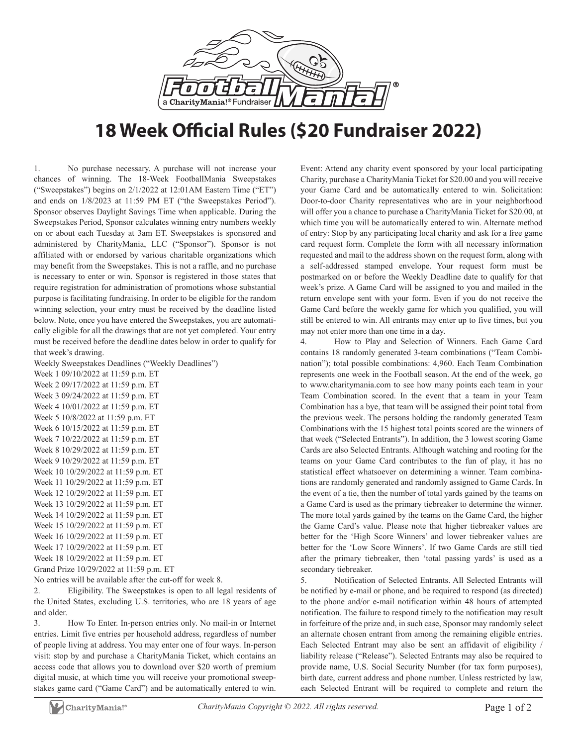# 18 Week Official Rules ($20 Fundraiser 2022)

1. No purchase necessary. A purchase will not increase your chances of winning. The 18-Week FootballMania Sweepstakes ("Sweepstakes") begins on 2/1/2022 at 12:01AM Eastern Time ("ET") and ends on 1/8/2023 at 11:59 PM ET ("the Sweepstakes Period"). Sponsor observes Daylight Savings Time when applicable. During the Sweepstakes Period, Sponsor calculates winning entry numbers weekly on or about each Tuesday at 3am ET. Sweepstakes is sponsored and administered by CharityMania, LLC ("Sponsor"). Sponsor is not affiliated with or endorsed by various charitable organizations which may benefit from the Sweepstakes. This is not a raffle, and no purchase is necessary to enter or win. Sponsor is registered in those states that require registration for administration of promotions whose substantial purpose is facilitating fundraising. In order to be eligible for the random winning selection, your entry must be received by the deadline listed below. Note, once you have entered the Sweepstakes, you are automatically eligible for all the drawings that are not yet completed. Your entry must be received before the deadline dates below in order to qualify for that week's drawing.

Weekly Sweepstakes Deadlines ("Weekly Deadlines")
Week 1 09/10/2022 at 11:59 p.m. ET
Week 2 09/17/2022 at 11:59 p.m. ET
Week 3 09/24/2022 at 11:59 p.m. ET
Week 4 10/01/2022 at 11:59 p.m. ET
Week 5 10/8/2022 at 11:59 p.m. ET
Week 6 10/15/2022 at 11:59 p.m. ET
Week 7 10/22/2022 at 11:59 p.m. ET
Week 8 10/29/2022 at 11:59 p.m. ET
Week 9 10/29/2022 at 11:59 p.m. ET
Week 10 10/29/2022 at 11:59 p.m. ET
Week 11 10/29/2022 at 11:59 p.m. ET
Week 12 10/29/2022 at 11:59 p.m. ET
Week 13 10/29/2022 at 11:59 p.m. ET
Week 14 10/29/2022 at 11:59 p.m. ET
Week 15 10/29/2022 at 11:59 p.m. ET
Week 16 10/29/2022 at 11:59 p.m. ET
Week 17 10/29/2022 at 11:59 p.m. ET
Week 18 10/29/2022 at 11:59 p.m. ET
Grand Prize 10/29/2022 at 11:59 p.m. ET
No entries will be available after the cut-off for week 8.

2. Eligibility. The Sweepstakes is open to all legal residents of the United States, excluding U.S. territories, who are 18 years of age and older.

3. How To Enter. In-person entries only. No mail-in or Internet entries. Limit five entries per household address, regardless of number of people living at address. You may enter one of four ways. In-person visit: stop by and purchase a CharityMania Ticket, which contains an access code that allows you to download over $20 worth of premium digital music, at which time you will receive your promotional sweepstakes game card ("Game Card") and be automatically entered to win. Event: Attend any charity event sponsored by your local participating Charity, purchase a CharityMania Ticket for $20.00 and you will receive your Game Card and be automatically entered to win. Solicitation: Door-to-door Charity representatives who are in your neighborhood will offer you a chance to purchase a CharityMania Ticket for $20.00, at which time you will be automatically entered to win. Alternate method of entry: Stop by any participating local charity and ask for a free game card request form. Complete the form with all necessary information requested and mail to the address shown on the request form, along with a self-addressed stamped envelope. Your request form must be postmarked on or before the Weekly Deadline date to qualify for that week's prize. A Game Card will be assigned to you and mailed in the return envelope sent with your form. Even if you do not receive the Game Card before the weekly game for which you qualified, you will still be entered to win. All entrants may enter up to five times, but you may not enter more than one time in a day.

4. How to Play and Selection of Winners. Each Game Card contains 18 randomly generated 3-team combinations ("Team Combination"); total possible combinations: 4,960. Each Team Combination represents one week in the Football season. At the end of the week, go to www.charitymania.com to see how many points each team in your Team Combination scored. In the event that a team in your Team Combination has a bye, that team will be assigned their point total from the previous week. The persons holding the randomly generated Team Combinations with the 15 highest total points scored are the winners of that week ("Selected Entrants"). In addition, the 3 lowest scoring Game Cards are also Selected Entrants. Although watching and rooting for the teams on your Game Card contributes to the fun of play, it has no statistical effect whatsoever on determining a winner. Team combinations are randomly generated and randomly assigned to Game Cards. In the event of a tie, then the number of total yards gained by the teams on a Game Card is used as the primary tiebreaker to determine the winner. The more total yards gained by the teams on the Game Card, the higher the Game Card's value. Please note that higher tiebreaker values are better for the 'High Score Winners' and lower tiebreaker values are better for the 'Low Score Winners'. If two Game Cards are still tied after the primary tiebreaker, then 'total passing yards' is used as a secondary tiebreaker.

5. Notification of Selected Entrants. All Selected Entrants will be notified by e-mail or phone, and be required to respond (as directed) to the phone and/or e-mail notification within 48 hours of attempted notification. The failure to respond timely to the notification may result in forfeiture of the prize and, in such case, Sponsor may randomly select an alternate chosen entrant from among the remaining eligible entries. Each Selected Entrant may also be sent an affidavit of eligibility / liability release ("Release"). Selected Entrants may also be required to provide name, U.S. Social Security Number (for tax form purposes), birth date, current address and phone number. Unless restricted by law, each Selected Entrant will be required to complete and return the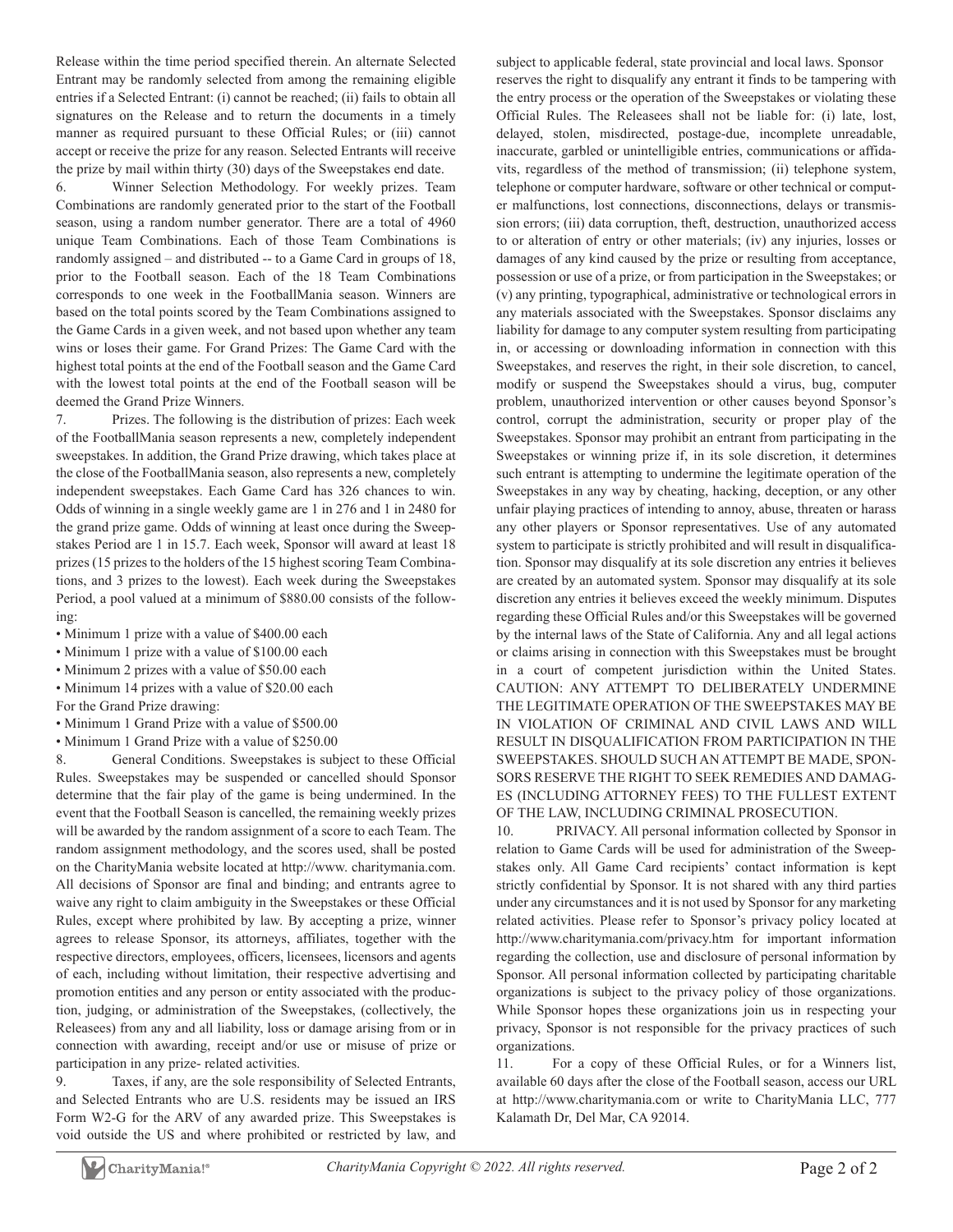Release within the time period specified therein. An alternate Selected Entrant may be randomly selected from among the remaining eligible entries if a Selected Entrant: (i) cannot be reached; (ii) fails to obtain all signatures on the Release and to return the documents in a timely manner as required pursuant to these Official Rules; or (iii) cannot accept or receive the prize for any reason. Selected Entrants will receive the prize by mail within thirty (30) days of the Sweepstakes end date.

6. Winner Selection Methodology. For weekly prizes. Team Combinations are randomly generated prior to the start of the Football season, using a random number generator. There are a total of 4960 unique Team Combinations. Each of those Team Combinations is randomly assigned – and distributed -- to a Game Card in groups of 18, prior to the Football season. Each of the 18 Team Combinations corresponds to one week in the FootballMania season. Winners are based on the total points scored by the Team Combinations assigned to the Game Cards in a given week, and not based upon whether any team wins or loses their game. For Grand Prizes: The Game Card with the highest total points at the end of the Football season and the Game Card with the lowest total points at the end of the Football season will be deemed the Grand Prize Winners.

7. Prizes. The following is the distribution of prizes: Each week of the FootballMania season represents a new, completely independent sweepstakes. In addition, the Grand Prize drawing, which takes place at the close of the FootballMania season, also represents a new, completely independent sweepstakes. Each Game Card has 326 chances to win. Odds of winning in a single weekly game are 1 in 276 and 1 in 2480 for the grand prize game. Odds of winning at least once during the Sweepstakes Period are 1 in 15.7. Each week, Sponsor will award at least 18 prizes (15 prizes to the holders of the 15 highest scoring Team Combinations, and 3 prizes to the lowest). Each week during the Sweepstakes Period, a pool valued at a minimum of $880.00 consists of the following:

- Minimum 1 prize with a value of $400.00 each
- Minimum 1 prize with a value of $100.00 each
- Minimum 2 prizes with a value of $50.00 each
- Minimum 14 prizes with a value of $20.00 each

For the Grand Prize drawing:

- Minimum 1 Grand Prize with a value of $500.00
- Minimum 1 Grand Prize with a value of $250.00

8. General Conditions. Sweepstakes is subject to these Official Rules. Sweepstakes may be suspended or cancelled should Sponsor determine that the fair play of the game is being undermined. In the event that the Football Season is cancelled, the remaining weekly prizes will be awarded by the random assignment of a score to each Team. The random assignment methodology, and the scores used, shall be posted on the CharityMania website located at http://www. charitymania.com. All decisions of Sponsor are final and binding; and entrants agree to waive any right to claim ambiguity in the Sweepstakes or these Official Rules, except where prohibited by law. By accepting a prize, winner agrees to release Sponsor, its attorneys, affiliates, together with the respective directors, employees, officers, licensees, licensors and agents of each, including without limitation, their respective advertising and promotion entities and any person or entity associated with the production, judging, or administration of the Sweepstakes, (collectively, the Releasees) from any and all liability, loss or damage arising from or in connection with awarding, receipt and/or use or misuse of prize or participation in any prize- related activities.

9. Taxes, if any, are the sole responsibility of Selected Entrants, and Selected Entrants who are U.S. residents may be issued an IRS Form W2-G for the ARV of any awarded prize. This Sweepstakes is void outside the US and where prohibited or restricted by law, and subject to applicable federal, state provincial and local laws. Sponsor reserves the right to disqualify any entrant it finds to be tampering with the entry process or the operation of the Sweepstakes or violating these Official Rules. The Releasees shall not be liable for: (i) late, lost, delayed, stolen, misdirected, postage-due, incomplete unreadable, inaccurate, garbled or unintelligible entries, communications or affidavits, regardless of the method of transmission; (ii) telephone system, telephone or computer hardware, software or other technical or computer malfunctions, lost connections, disconnections, delays or transmission errors; (iii) data corruption, theft, destruction, unauthorized access to or alteration of entry or other materials; (iv) any injuries, losses or damages of any kind caused by the prize or resulting from acceptance, possession or use of a prize, or from participation in the Sweepstakes; or (v) any printing, typographical, administrative or technological errors in any materials associated with the Sweepstakes. Sponsor disclaims any liability for damage to any computer system resulting from participating in, or accessing or downloading information in connection with this Sweepstakes, and reserves the right, in their sole discretion, to cancel, modify or suspend the Sweepstakes should a virus, bug, computer problem, unauthorized intervention or other causes beyond Sponsor's control, corrupt the administration, security or proper play of the Sweepstakes. Sponsor may prohibit an entrant from participating in the Sweepstakes or winning prize if, in its sole discretion, it determines such entrant is attempting to undermine the legitimate operation of the Sweepstakes in any way by cheating, hacking, deception, or any other unfair playing practices of intending to annoy, abuse, threaten or harass any other players or Sponsor representatives. Use of any automated system to participate is strictly prohibited and will result in disqualification. Sponsor may disqualify at its sole discretion any entries it believes are created by an automated system. Sponsor may disqualify at its sole discretion any entries it believes exceed the weekly minimum. Disputes regarding these Official Rules and/or this Sweepstakes will be governed by the internal laws of the State of California. Any and all legal actions or claims arising in connection with this Sweepstakes must be brought in a court of competent jurisdiction within the United States. CAUTION: ANY ATTEMPT TO DELIBERATELY UNDERMINE THE LEGITIMATE OPERATION OF THE SWEEPSTAKES MAY BE IN VIOLATION OF CRIMINAL AND CIVIL LAWS AND WILL RESULT IN DISQUALIFICATION FROM PARTICIPATION IN THE SWEEPSTAKES. SHOULD SUCH AN ATTEMPT BE MADE, SPONSORS RESERVE THE RIGHT TO SEEK REMEDIES AND DAMAGES (INCLUDING ATTORNEY FEES) TO THE FULLEST EXTENT OF THE LAW, INCLUDING CRIMINAL PROSECUTION.

10. PRIVACY. All personal information collected by Sponsor in relation to Game Cards will be used for administration of the Sweepstakes only. All Game Card recipients' contact information is kept strictly confidential by Sponsor. It is not shared with any third parties under any circumstances and it is not used by Sponsor for any marketing related activities. Please refer to Sponsor's privacy policy located at http://www.charitymania.com/privacy.htm for important information regarding the collection, use and disclosure of personal information by Sponsor. All personal information collected by participating charitable organizations is subject to the privacy policy of those organizations. While Sponsor hopes these organizations join us in respecting your privacy, Sponsor is not responsible for the privacy practices of such organizations.

11. For a copy of these Official Rules, or for a Winners list, available 60 days after the close of the Football season, access our URL at http://www.charitymania.com or write to CharityMania LLC, 777 Kalamath Dr, Del Mar, CA 92014.